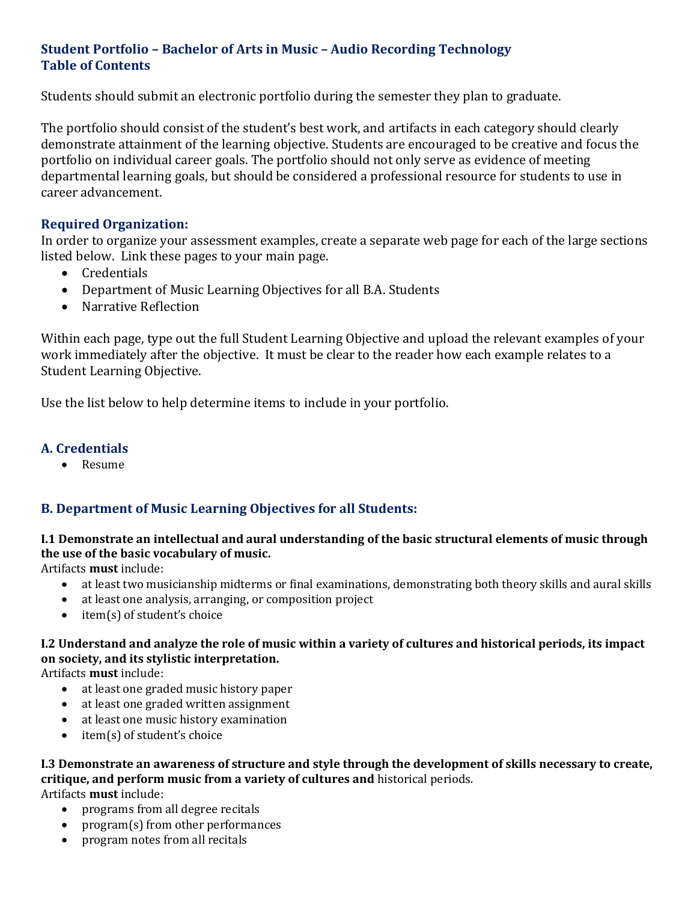## Student Portfolio – Bachelor of Arts in Music – Audio Recording Technology
## Table of Contents

Students should submit an electronic portfolio during the semester they plan to graduate.

The portfolio should consist of the student's best work, and artifacts in each category should clearly demonstrate attainment of the learning objective. Students are encouraged to be creative and focus the portfolio on individual career goals. The portfolio should not only serve as evidence of meeting departmental learning goals, but should be considered a professional resource for students to use in career advancement.

### Required Organization:

In order to organize your assessment examples, create a separate web page for each of the large sections listed below. Link these pages to your main page.

- Credentials
- Department of Music Learning Objectives for all B.A. Students
- Narrative Reflection

Within each page, type out the full Student Learning Objective and upload the relevant examples of your work immediately after the objective. It must be clear to the reader how each example relates to a Student Learning Objective.

Use the list below to help determine items to include in your portfolio.

### A. Credentials

- Resume

### B. Department of Music Learning Objectives for all Students:

**I.1 Demonstrate an intellectual and aural understanding of the basic structural elements of music through the use of the basic vocabulary of music.**

Artifacts **must** include:

- at least two musicianship midterms or final examinations, demonstrating both theory skills and aural skills
- at least one analysis, arranging, or composition project
- item(s) of student's choice

**I.2 Understand and analyze the role of music within a variety of cultures and historical periods, its impact on society, and its stylistic interpretation.**

Artifacts **must** include:

- at least one graded music history paper
- at least one graded written assignment
- at least one music history examination
- item(s) of student's choice

**I.3 Demonstrate an awareness of structure and style through the development of skills necessary to create, critique, and perform music from a variety of cultures and** historical periods.

Artifacts **must** include:

- programs from all degree recitals
- program(s) from other performances
- program notes from all recitals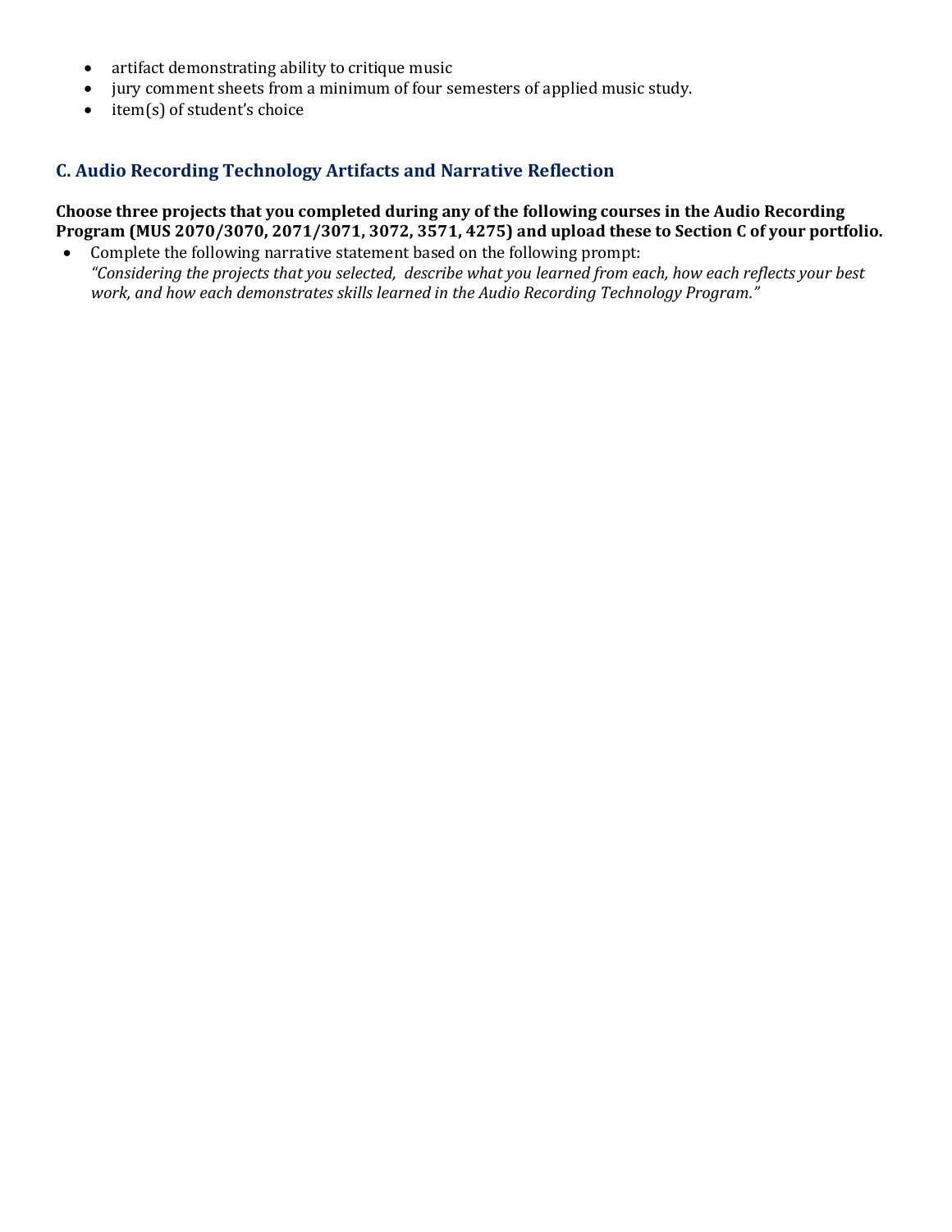- artifact demonstrating ability to critique music
- jury comment sheets from a minimum of four semesters of applied music study.
- item(s) of student's choice

### C. Audio Recording Technology Artifacts and Narrative Reflection

**Choose three projects that you completed during any of the following courses in the Audio Recording Program (MUS 2070/3070, 2071/3071, 3072, 3571, 4275) and upload these to Section C of your portfolio.**

- Complete the following narrative statement based on the following prompt:
  *"Considering the projects that you selected, describe what you learned from each, how each reflects your best work, and how each demonstrates skills learned in the Audio Recording Technology Program."*